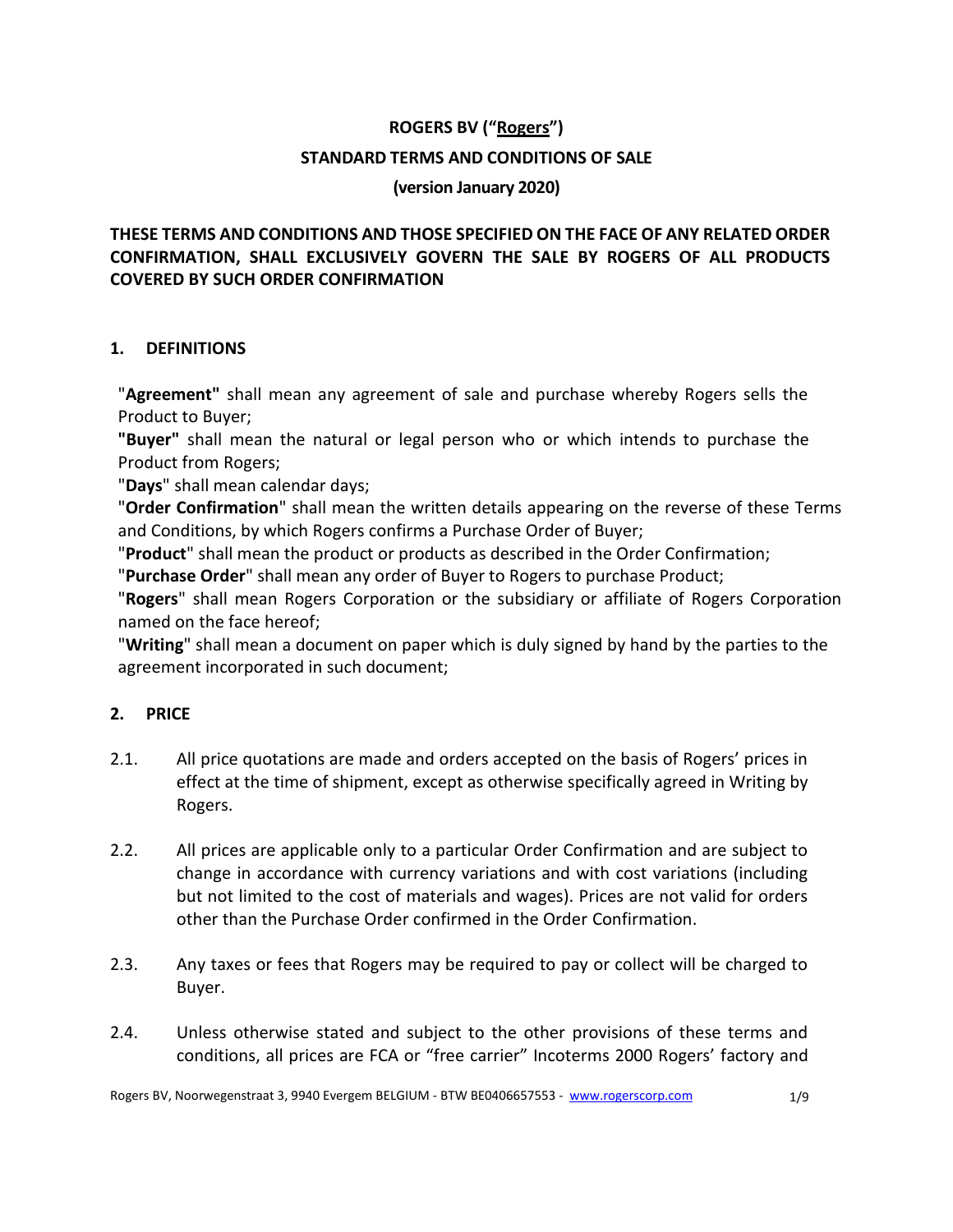# ROGERS BV ("Rogers")

## STANDARD TERMS AND CONDITIONS OF SALE

**(version January 2020)**

**THESE TERMS AND CONDITIONS AND THOSE SPECIFIED ON THE FACE OF ANY RELATED ORDER CONFIRMATION, SHALL EXCLUSIVELY GOVERN THE SALE BY ROGERS OF ALL PRODUCTS COVERED BY SUCH ORDER CONFIRMATION**

## 1. DEFINITIONS

"**Agreement"** shall mean any agreement of sale and purchase whereby Rogers sells the Product to Buyer;
**"Buyer"** shall mean the natural or legal person who or which intends to purchase the Product from Rogers;
"**Days**" shall mean calendar days;
"**Order Confirmation**" shall mean the written details appearing on the reverse of these Terms and Conditions, by which Rogers confirms a Purchase Order of Buyer;
"**Product**" shall mean the product or products as described in the Order Confirmation;
"**Purchase Order**" shall mean any order of Buyer to Rogers to purchase Product;
"**Rogers**" shall mean Rogers Corporation or the subsidiary or affiliate of Rogers Corporation named on the face hereof;
"**Writing**" shall mean a document on paper which is duly signed by hand by the parties to the agreement incorporated in such document;

## 2. PRICE

2.1. All price quotations are made and orders accepted on the basis of Rogers' prices in effect at the time of shipment, except as otherwise specifically agreed in Writing by Rogers.

2.2. All prices are applicable only to a particular Order Confirmation and are subject to change in accordance with currency variations and with cost variations (including but not limited to the cost of materials and wages). Prices are not valid for orders other than the Purchase Order confirmed in the Order Confirmation.

2.3. Any taxes or fees that Rogers may be required to pay or collect will be charged to Buyer.

2.4. Unless otherwise stated and subject to the other provisions of these terms and conditions, all prices are FCA or "free carrier" Incoterms 2000 Rogers' factory and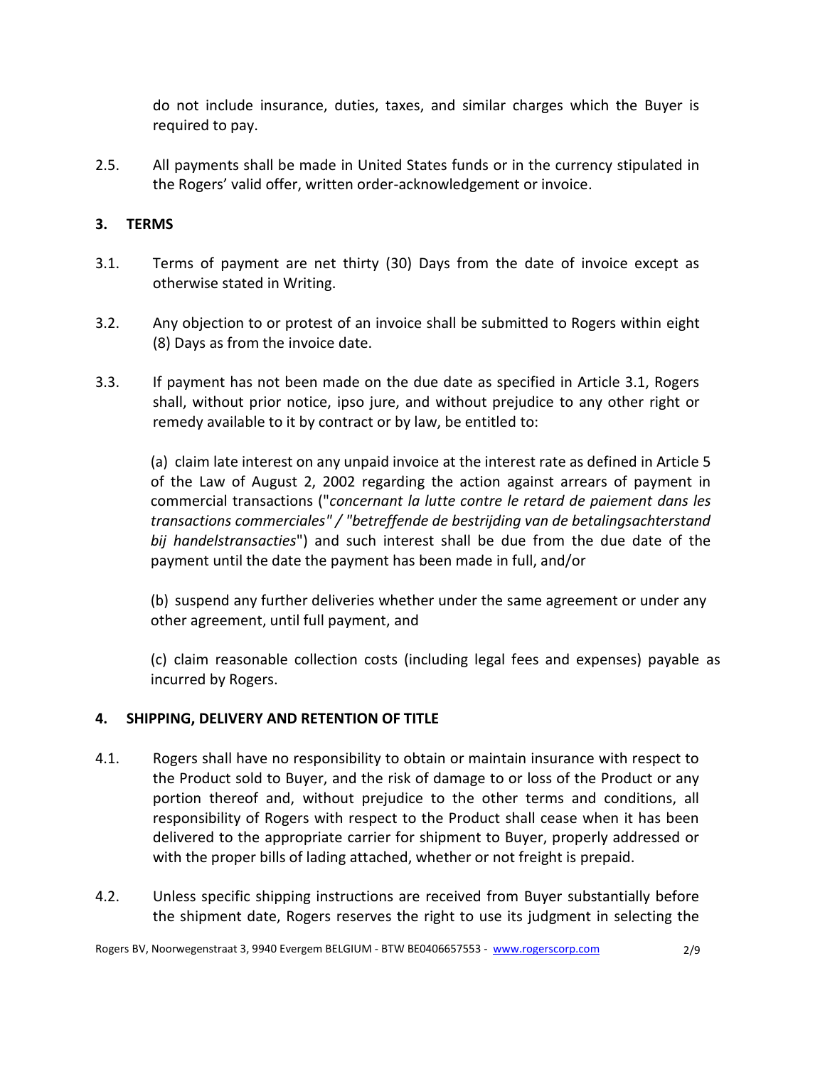do not include insurance, duties, taxes, and similar charges which the Buyer is required to pay.

2.5. All payments shall be made in United States funds or in the currency stipulated in the Rogers' valid offer, written order-acknowledgement or invoice.

## 3. TERMS

3.1. Terms of payment are net thirty (30) Days from the date of invoice except as otherwise stated in Writing.

3.2. Any objection to or protest of an invoice shall be submitted to Rogers within eight (8) Days as from the invoice date.

3.3. If payment has not been made on the due date as specified in Article 3.1, Rogers shall, without prior notice, ipso jure, and without prejudice to any other right or remedy available to it by contract or by law, be entitled to:

(a) claim late interest on any unpaid invoice at the interest rate as defined in Article 5 of the Law of August 2, 2002 regarding the action against arrears of payment in commercial transactions ("*concernant la lutte contre le retard de paiement dans les transactions commerciales" / "betreffende de bestrijding van de betalingsachterstand bij handelstransacties*") and such interest shall be due from the due date of the payment until the date the payment has been made in full, and/or

(b) suspend any further deliveries whether under the same agreement or under any other agreement, until full payment, and

(c) claim reasonable collection costs (including legal fees and expenses) payable as incurred by Rogers.

## 4. SHIPPING, DELIVERY AND RETENTION OF TITLE

4.1. Rogers shall have no responsibility to obtain or maintain insurance with respect to the Product sold to Buyer, and the risk of damage to or loss of the Product or any portion thereof and, without prejudice to the other terms and conditions, all responsibility of Rogers with respect to the Product shall cease when it has been delivered to the appropriate carrier for shipment to Buyer, properly addressed or with the proper bills of lading attached, whether or not freight is prepaid.

4.2. Unless specific shipping instructions are received from Buyer substantially before the shipment date, Rogers reserves the right to use its judgment in selecting the

Rogers BV, Noorwegenstraat 3, 9940 Evergem BELGIUM - BTW BE0406657553 - www.rogerscorp.com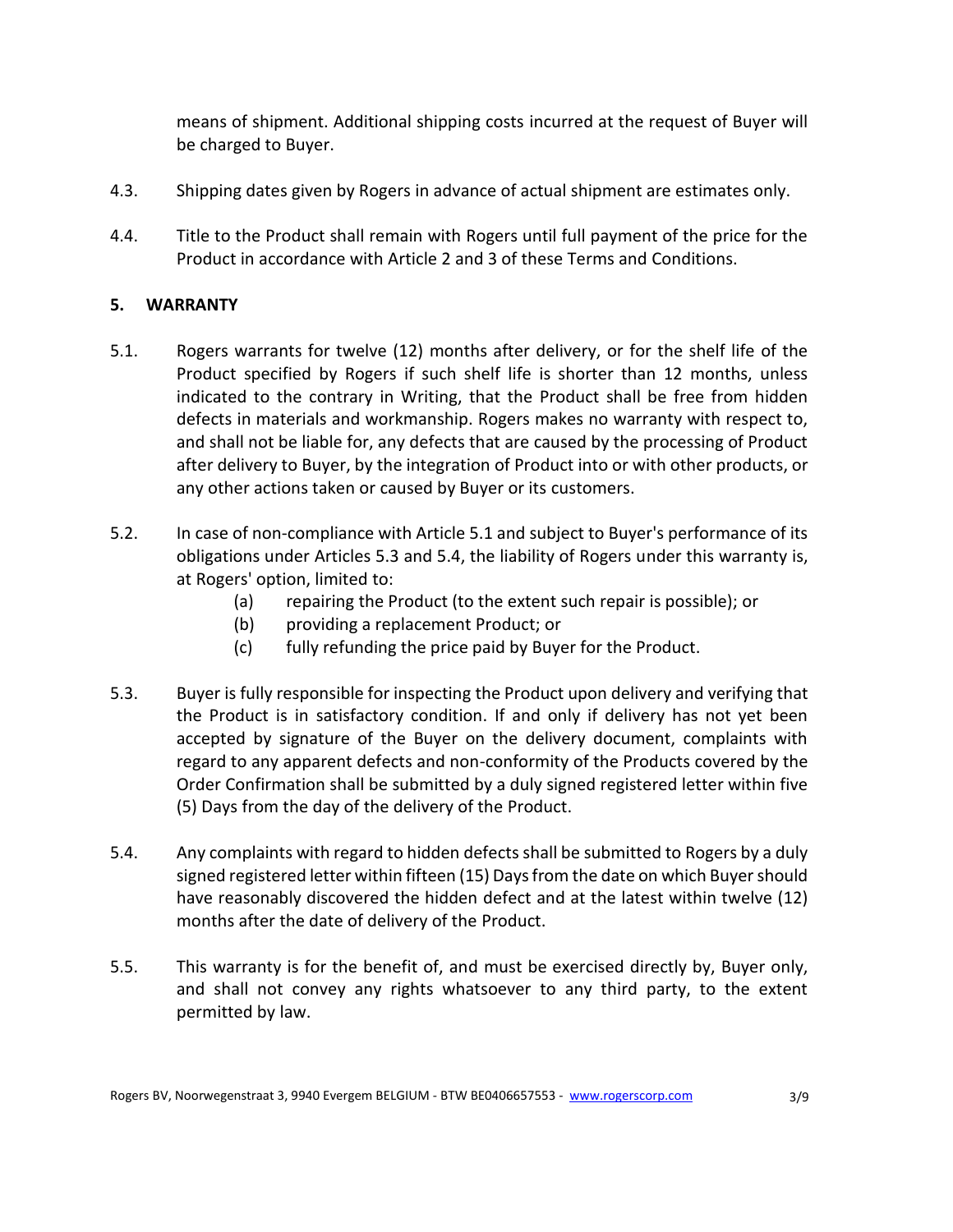means of shipment. Additional shipping costs incurred at the request of Buyer will be charged to Buyer.

4.3. Shipping dates given by Rogers in advance of actual shipment are estimates only.

4.4. Title to the Product shall remain with Rogers until full payment of the price for the Product in accordance with Article 2 and 3 of these Terms and Conditions.

## 5. WARRANTY

5.1. Rogers warrants for twelve (12) months after delivery, or for the shelf life of the Product specified by Rogers if such shelf life is shorter than 12 months, unless indicated to the contrary in Writing, that the Product shall be free from hidden defects in materials and workmanship. Rogers makes no warranty with respect to, and shall not be liable for, any defects that are caused by the processing of Product after delivery to Buyer, by the integration of Product into or with other products, or any other actions taken or caused by Buyer or its customers.

5.2. In case of non-compliance with Article 5.1 and subject to Buyer's performance of its obligations under Articles 5.3 and 5.4, the liability of Rogers under this warranty is, at Rogers' option, limited to:

(a) repairing the Product (to the extent such repair is possible); or
(b) providing a replacement Product; or
(c) fully refunding the price paid by Buyer for the Product.

5.3. Buyer is fully responsible for inspecting the Product upon delivery and verifying that the Product is in satisfactory condition. If and only if delivery has not yet been accepted by signature of the Buyer on the delivery document, complaints with regard to any apparent defects and non-conformity of the Products covered by the Order Confirmation shall be submitted by a duly signed registered letter within five (5) Days from the day of the delivery of the Product.

5.4. Any complaints with regard to hidden defects shall be submitted to Rogers by a duly signed registered letter within fifteen (15) Days from the date on which Buyer should have reasonably discovered the hidden defect and at the latest within twelve (12) months after the date of delivery of the Product.

5.5. This warranty is for the benefit of, and must be exercised directly by, Buyer only, and shall not convey any rights whatsoever to any third party, to the extent permitted by law.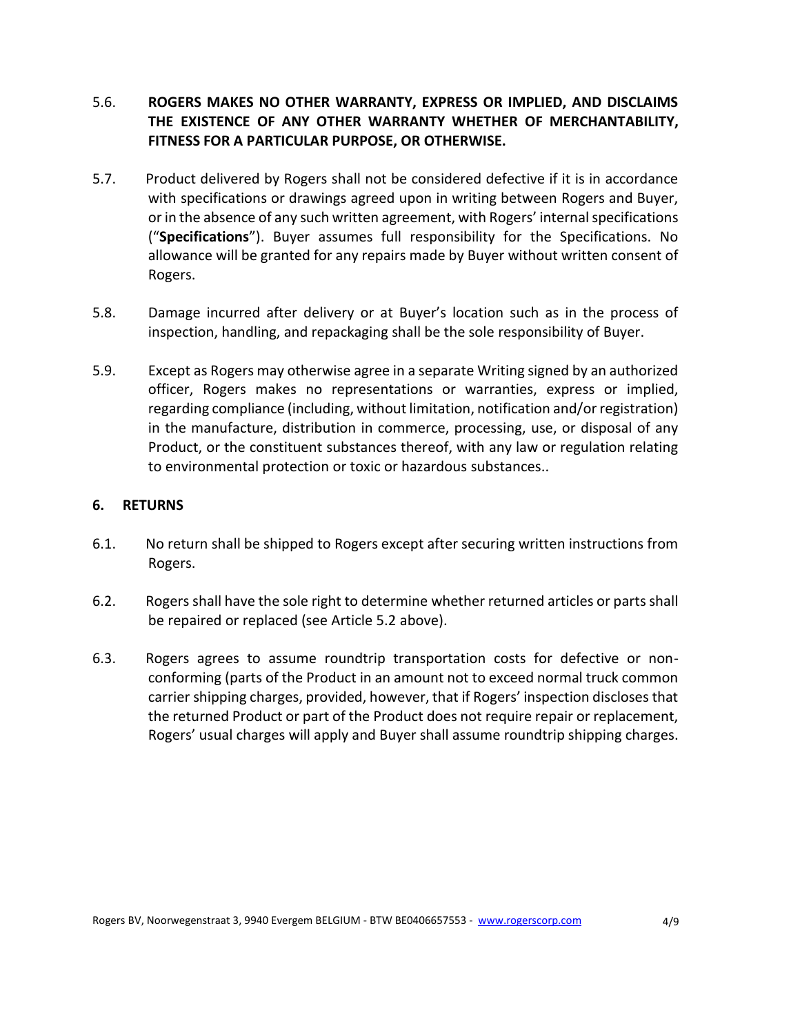5.6. **ROGERS MAKES NO OTHER WARRANTY, EXPRESS OR IMPLIED, AND DISCLAIMS THE EXISTENCE OF ANY OTHER WARRANTY WHETHER OF MERCHANTABILITY, FITNESS FOR A PARTICULAR PURPOSE, OR OTHERWISE.**

5.7. Product delivered by Rogers shall not be considered defective if it is in accordance with specifications or drawings agreed upon in writing between Rogers and Buyer, or in the absence of any such written agreement, with Rogers' internal specifications ("**Specifications**"). Buyer assumes full responsibility for the Specifications. No allowance will be granted for any repairs made by Buyer without written consent of Rogers.

5.8. Damage incurred after delivery or at Buyer's location such as in the process of inspection, handling, and repackaging shall be the sole responsibility of Buyer.

5.9. Except as Rogers may otherwise agree in a separate Writing signed by an authorized officer, Rogers makes no representations or warranties, express or implied, regarding compliance (including, without limitation, notification and/or registration) in the manufacture, distribution in commerce, processing, use, or disposal of any Product, or the constituent substances thereof, with any law or regulation relating to environmental protection or toxic or hazardous substances..

## 6. RETURNS

6.1. No return shall be shipped to Rogers except after securing written instructions from Rogers.

6.2. Rogers shall have the sole right to determine whether returned articles or parts shall be repaired or replaced (see Article 5.2 above).

6.3. Rogers agrees to assume roundtrip transportation costs for defective or non-conforming (parts of the Product in an amount not to exceed normal truck common carrier shipping charges, provided, however, that if Rogers' inspection discloses that the returned Product or part of the Product does not require repair or replacement, Rogers' usual charges will apply and Buyer shall assume roundtrip shipping charges.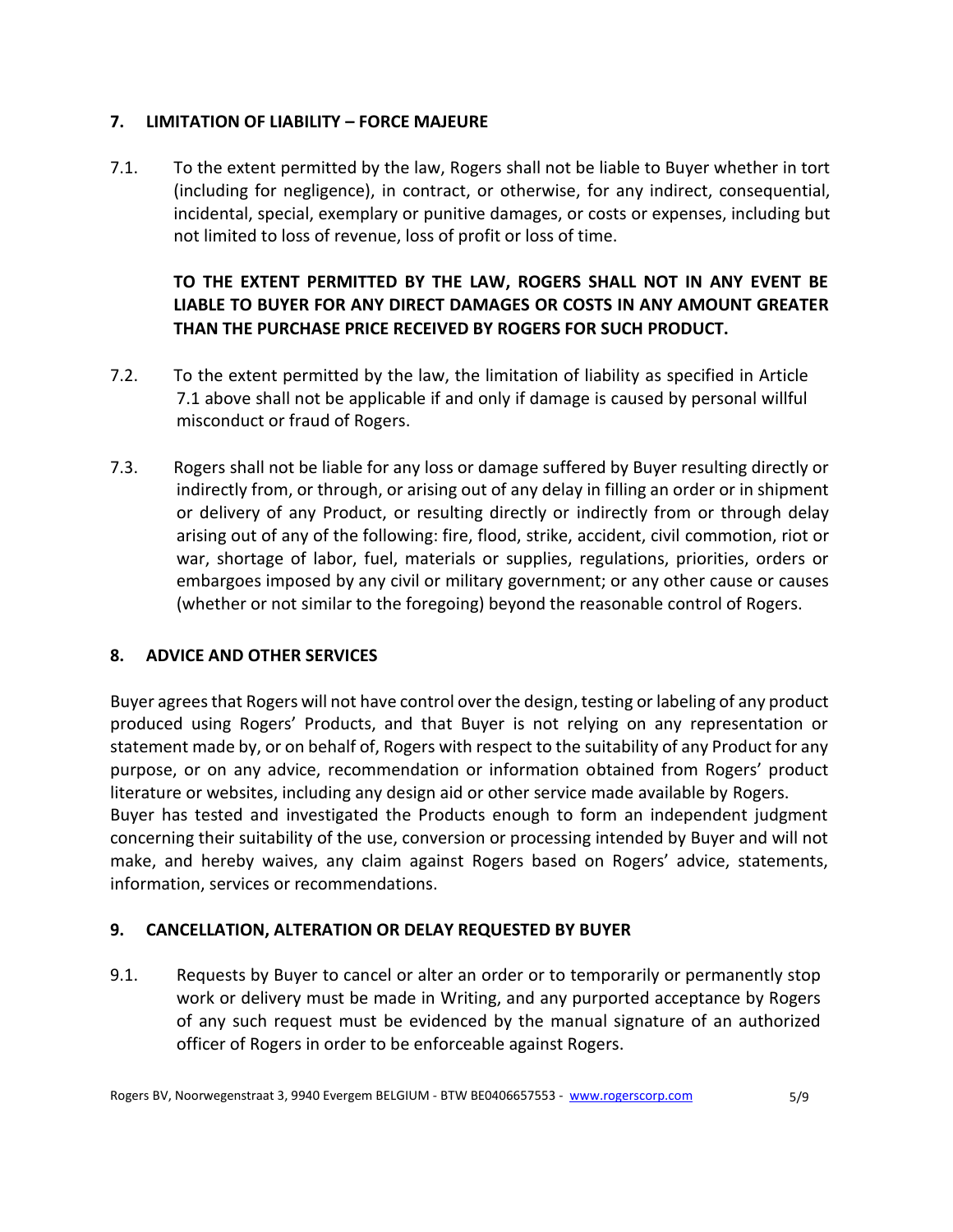## 7. LIMITATION OF LIABILITY – FORCE MAJEURE

7.1. To the extent permitted by the law, Rogers shall not be liable to Buyer whether in tort (including for negligence), in contract, or otherwise, for any indirect, consequential, incidental, special, exemplary or punitive damages, or costs or expenses, including but not limited to loss of revenue, loss of profit or loss of time.

**TO THE EXTENT PERMITTED BY THE LAW, ROGERS SHALL NOT IN ANY EVENT BE LIABLE TO BUYER FOR ANY DIRECT DAMAGES OR COSTS IN ANY AMOUNT GREATER THAN THE PURCHASE PRICE RECEIVED BY ROGERS FOR SUCH PRODUCT.**

7.2. To the extent permitted by the law, the limitation of liability as specified in Article 7.1 above shall not be applicable if and only if damage is caused by personal willful misconduct or fraud of Rogers.

7.3. Rogers shall not be liable for any loss or damage suffered by Buyer resulting directly or indirectly from, or through, or arising out of any delay in filling an order or in shipment or delivery of any Product, or resulting directly or indirectly from or through delay arising out of any of the following: fire, flood, strike, accident, civil commotion, riot or war, shortage of labor, fuel, materials or supplies, regulations, priorities, orders or embargoes imposed by any civil or military government; or any other cause or causes (whether or not similar to the foregoing) beyond the reasonable control of Rogers.

## 8. ADVICE AND OTHER SERVICES

Buyer agrees that Rogers will not have control over the design, testing or labeling of any product produced using Rogers' Products, and that Buyer is not relying on any representation or statement made by, or on behalf of, Rogers with respect to the suitability of any Product for any purpose, or on any advice, recommendation or information obtained from Rogers' product literature or websites, including any design aid or other service made available by Rogers.
Buyer has tested and investigated the Products enough to form an independent judgment concerning their suitability of the use, conversion or processing intended by Buyer and will not make, and hereby waives, any claim against Rogers based on Rogers' advice, statements, information, services or recommendations.

## 9. CANCELLATION, ALTERATION OR DELAY REQUESTED BY BUYER

9.1. Requests by Buyer to cancel or alter an order or to temporarily or permanently stop work or delivery must be made in Writing, and any purported acceptance by Rogers of any such request must be evidenced by the manual signature of an authorized officer of Rogers in order to be enforceable against Rogers.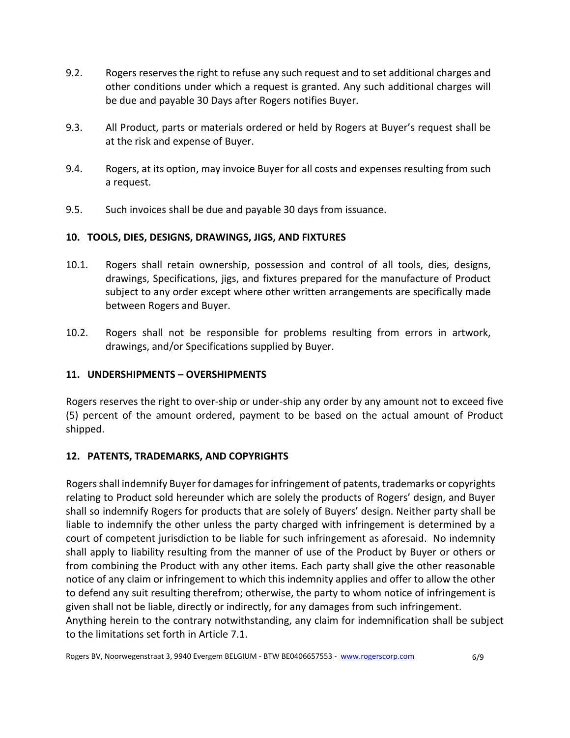9.2. Rogers reserves the right to refuse any such request and to set additional charges and other conditions under which a request is granted. Any such additional charges will be due and payable 30 Days after Rogers notifies Buyer.

9.3. All Product, parts or materials ordered or held by Rogers at Buyer's request shall be at the risk and expense of Buyer.

9.4. Rogers, at its option, may invoice Buyer for all costs and expenses resulting from such a request.

9.5. Such invoices shall be due and payable 30 days from issuance.

## 10. TOOLS, DIES, DESIGNS, DRAWINGS, JIGS, AND FIXTURES

10.1. Rogers shall retain ownership, possession and control of all tools, dies, designs, drawings, Specifications, jigs, and fixtures prepared for the manufacture of Product subject to any order except where other written arrangements are specifically made between Rogers and Buyer.

10.2. Rogers shall not be responsible for problems resulting from errors in artwork, drawings, and/or Specifications supplied by Buyer.

## 11. UNDERSHIPMENTS – OVERSHIPMENTS

Rogers reserves the right to over-ship or under-ship any order by any amount not to exceed five (5) percent of the amount ordered, payment to be based on the actual amount of Product shipped.

## 12. PATENTS, TRADEMARKS, AND COPYRIGHTS

Rogers shall indemnify Buyer for damages for infringement of patents, trademarks or copyrights relating to Product sold hereunder which are solely the products of Rogers' design, and Buyer shall so indemnify Rogers for products that are solely of Buyers' design. Neither party shall be liable to indemnify the other unless the party charged with infringement is determined by a court of competent jurisdiction to be liable for such infringement as aforesaid. No indemnity shall apply to liability resulting from the manner of use of the Product by Buyer or others or from combining the Product with any other items. Each party shall give the other reasonable notice of any claim or infringement to which this indemnity applies and offer to allow the other to defend any suit resulting therefrom; otherwise, the party to whom notice of infringement is given shall not be liable, directly or indirectly, for any damages from such infringement. Anything herein to the contrary notwithstanding, any claim for indemnification shall be subject to the limitations set forth in Article 7.1.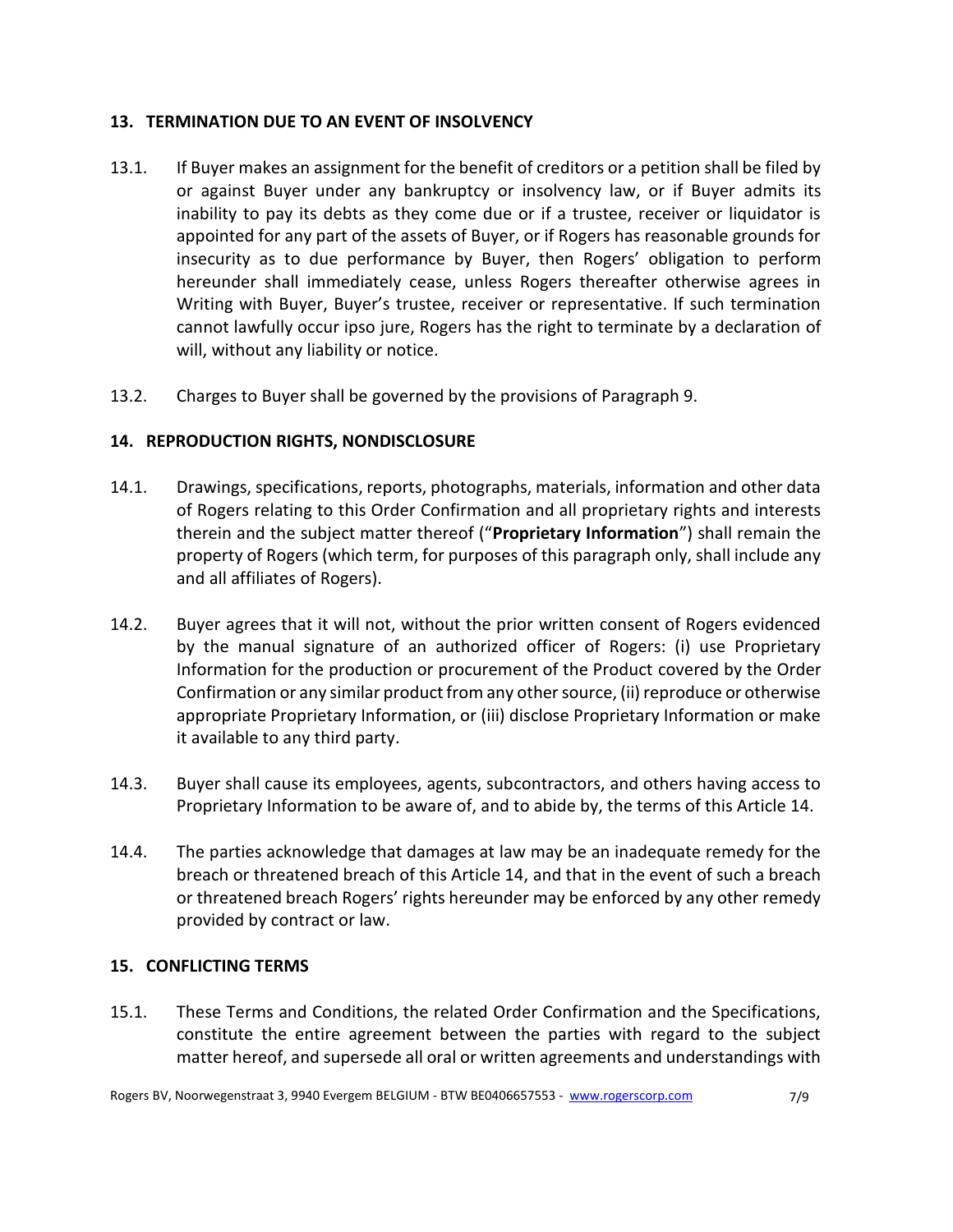## 13. TERMINATION DUE TO AN EVENT OF INSOLVENCY

13.1. If Buyer makes an assignment for the benefit of creditors or a petition shall be filed by or against Buyer under any bankruptcy or insolvency law, or if Buyer admits its inability to pay its debts as they come due or if a trustee, receiver or liquidator is appointed for any part of the assets of Buyer, or if Rogers has reasonable grounds for insecurity as to due performance by Buyer, then Rogers' obligation to perform hereunder shall immediately cease, unless Rogers thereafter otherwise agrees in Writing with Buyer, Buyer's trustee, receiver or representative. If such termination cannot lawfully occur ipso jure, Rogers has the right to terminate by a declaration of will, without any liability or notice.

13.2. Charges to Buyer shall be governed by the provisions of Paragraph 9.

## 14. REPRODUCTION RIGHTS, NONDISCLOSURE

14.1. Drawings, specifications, reports, photographs, materials, information and other data of Rogers relating to this Order Confirmation and all proprietary rights and interests therein and the subject matter thereof ("**Proprietary Information**") shall remain the property of Rogers (which term, for purposes of this paragraph only, shall include any and all affiliates of Rogers).

14.2. Buyer agrees that it will not, without the prior written consent of Rogers evidenced by the manual signature of an authorized officer of Rogers: (i) use Proprietary Information for the production or procurement of the Product covered by the Order Confirmation or any similar product from any other source, (ii) reproduce or otherwise appropriate Proprietary Information, or (iii) disclose Proprietary Information or make it available to any third party.

14.3. Buyer shall cause its employees, agents, subcontractors, and others having access to Proprietary Information to be aware of, and to abide by, the terms of this Article 14.

14.4. The parties acknowledge that damages at law may be an inadequate remedy for the breach or threatened breach of this Article 14, and that in the event of such a breach or threatened breach Rogers' rights hereunder may be enforced by any other remedy provided by contract or law.

## 15. CONFLICTING TERMS

15.1. These Terms and Conditions, the related Order Confirmation and the Specifications, constitute the entire agreement between the parties with regard to the subject matter hereof, and supersede all oral or written agreements and understandings with

Rogers BV, Noorwegenstraat 3, 9940 Evergem BELGIUM - BTW BE0406657553 - www.rogerscorp.com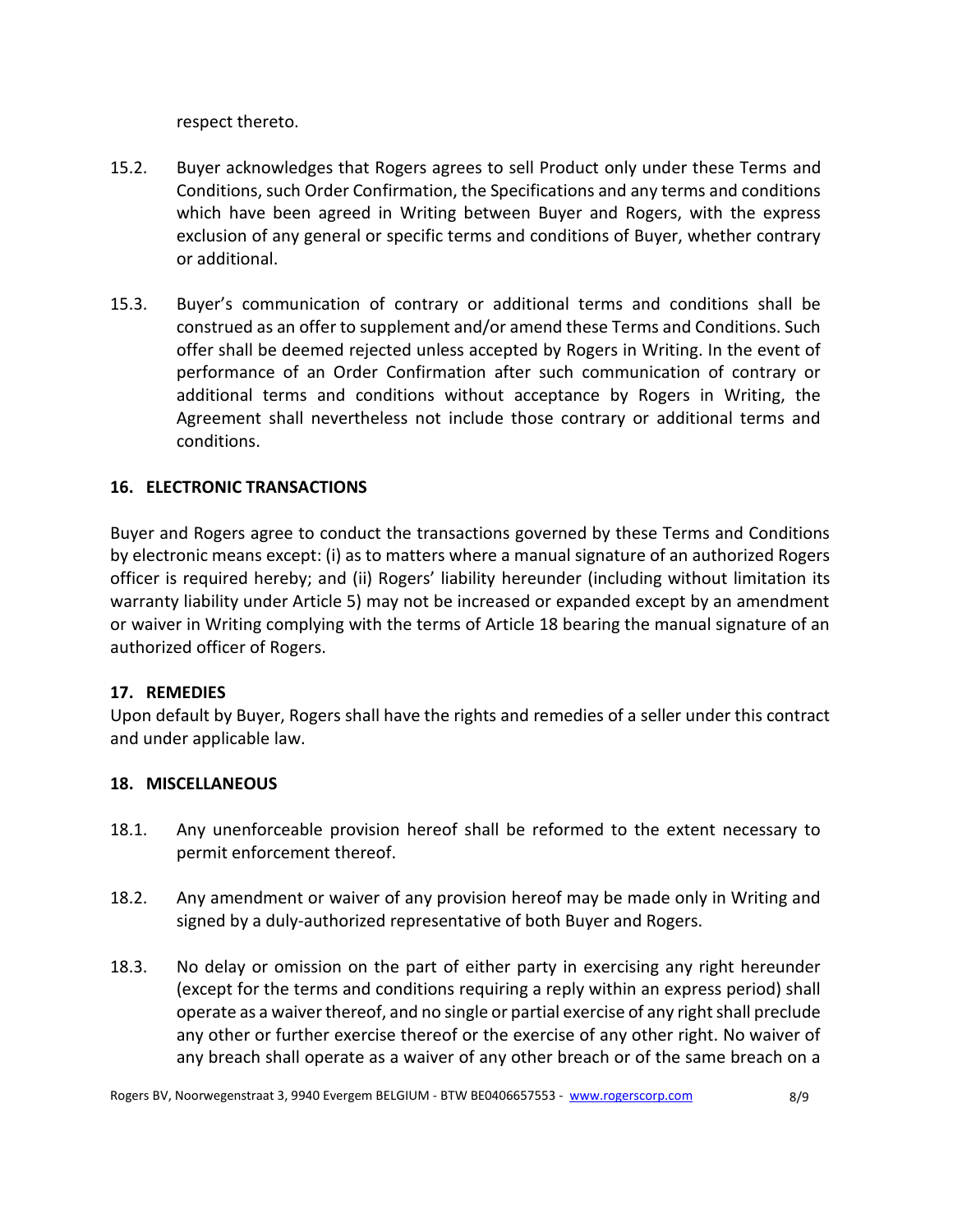respect thereto.

15.2. Buyer acknowledges that Rogers agrees to sell Product only under these Terms and Conditions, such Order Confirmation, the Specifications and any terms and conditions which have been agreed in Writing between Buyer and Rogers, with the express exclusion of any general or specific terms and conditions of Buyer, whether contrary or additional.

15.3. Buyer's communication of contrary or additional terms and conditions shall be construed as an offer to supplement and/or amend these Terms and Conditions. Such offer shall be deemed rejected unless accepted by Rogers in Writing. In the event of performance of an Order Confirmation after such communication of contrary or additional terms and conditions without acceptance by Rogers in Writing, the Agreement shall nevertheless not include those contrary or additional terms and conditions.

## 16. ELECTRONIC TRANSACTIONS

Buyer and Rogers agree to conduct the transactions governed by these Terms and Conditions by electronic means except: (i) as to matters where a manual signature of an authorized Rogers officer is required hereby; and (ii) Rogers' liability hereunder (including without limitation its warranty liability under Article 5) may not be increased or expanded except by an amendment or waiver in Writing complying with the terms of Article 18 bearing the manual signature of an authorized officer of Rogers.

## 17. REMEDIES

Upon default by Buyer, Rogers shall have the rights and remedies of a seller under this contract and under applicable law.

## 18. MISCELLANEOUS

18.1. Any unenforceable provision hereof shall be reformed to the extent necessary to permit enforcement thereof.

18.2. Any amendment or waiver of any provision hereof may be made only in Writing and signed by a duly-authorized representative of both Buyer and Rogers.

18.3. No delay or omission on the part of either party in exercising any right hereunder (except for the terms and conditions requiring a reply within an express period) shall operate as a waiver thereof, and no single or partial exercise of any right shall preclude any other or further exercise thereof or the exercise of any other right. No waiver of any breach shall operate as a waiver of any other breach or of the same breach on a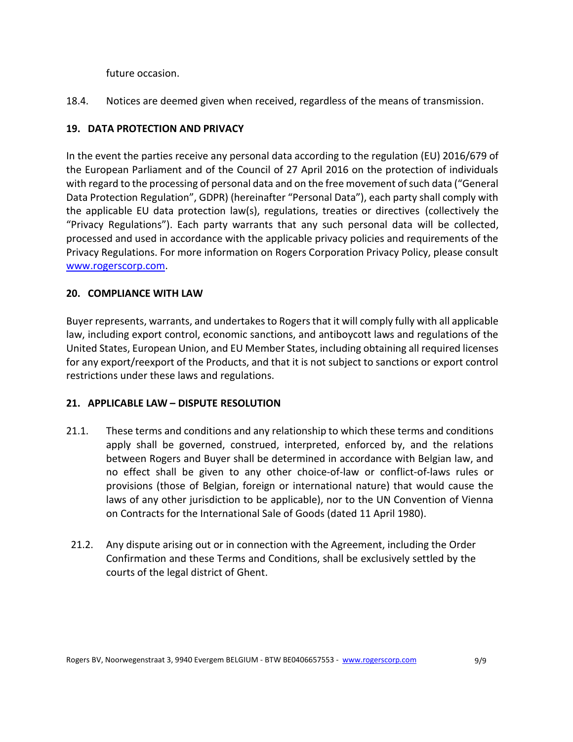future occasion.

18.4. Notices are deemed given when received, regardless of the means of transmission.

## 19. DATA PROTECTION AND PRIVACY

In the event the parties receive any personal data according to the regulation (EU) 2016/679 of the European Parliament and of the Council of 27 April 2016 on the protection of individuals with regard to the processing of personal data and on the free movement of such data ("General Data Protection Regulation", GDPR) (hereinafter "Personal Data"), each party shall comply with the applicable EU data protection law(s), regulations, treaties or directives (collectively the "Privacy Regulations"). Each party warrants that any such personal data will be collected, processed and used in accordance with the applicable privacy policies and requirements of the Privacy Regulations. For more information on Rogers Corporation Privacy Policy, please consult [www.rogerscorp.com](http://www.rogerscorp.com).

## 20. COMPLIANCE WITH LAW

Buyer represents, warrants, and undertakes to Rogers that it will comply fully with all applicable law, including export control, economic sanctions, and antiboycott laws and regulations of the United States, European Union, and EU Member States, including obtaining all required licenses for any export/reexport of the Products, and that it is not subject to sanctions or export control restrictions under these laws and regulations.

## 21. APPLICABLE LAW – DISPUTE RESOLUTION

21.1. These terms and conditions and any relationship to which these terms and conditions apply shall be governed, construed, interpreted, enforced by, and the relations between Rogers and Buyer shall be determined in accordance with Belgian law, and no effect shall be given to any other choice-of-law or conflict-of-laws rules or provisions (those of Belgian, foreign or international nature) that would cause the laws of any other jurisdiction to be applicable), nor to the UN Convention of Vienna on Contracts for the International Sale of Goods (dated 11 April 1980).

21.2. Any dispute arising out or in connection with the Agreement, including the Order Confirmation and these Terms and Conditions, shall be exclusively settled by the courts of the legal district of Ghent.